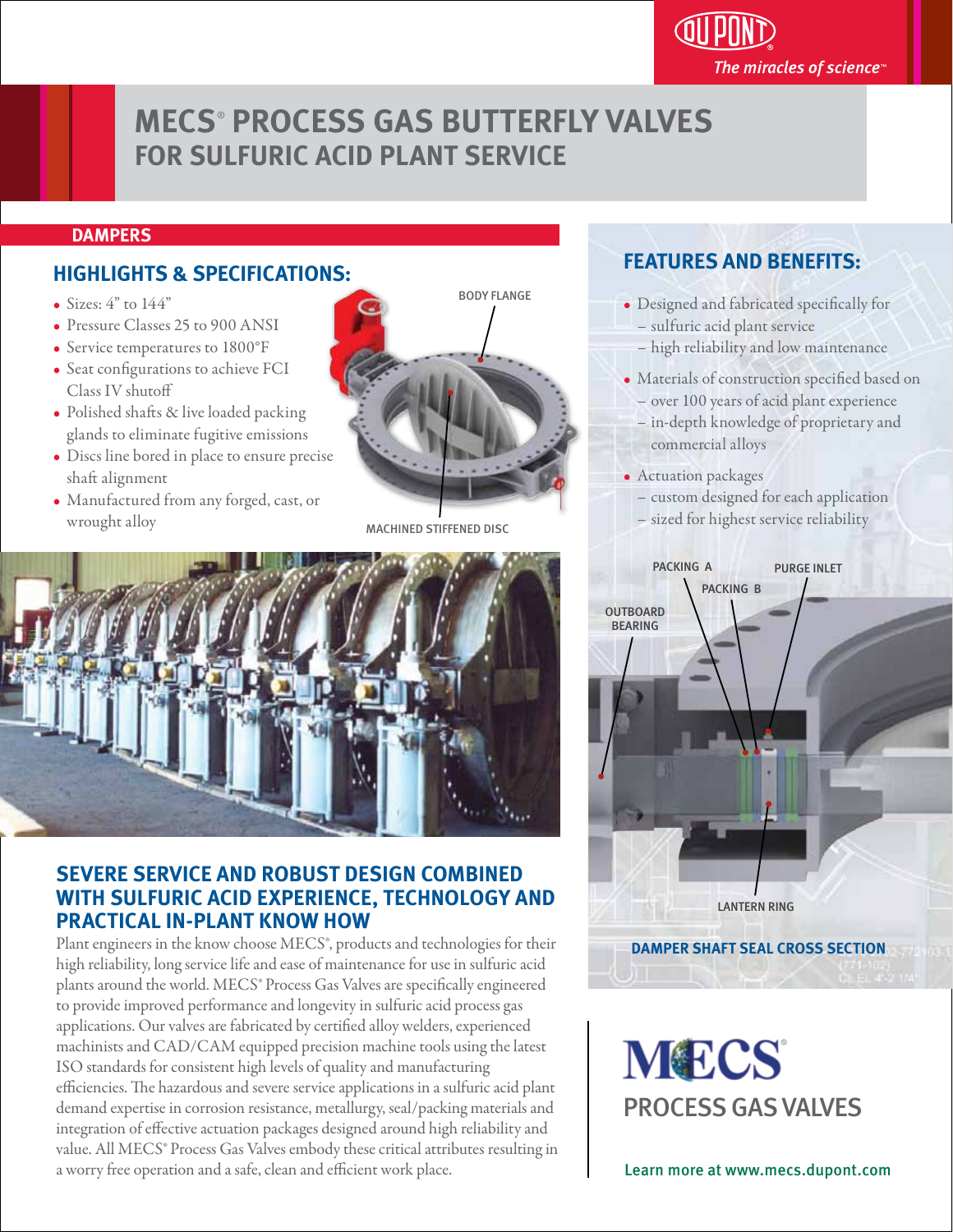DuPont
*The miracles of science™*

# MECS® PROCESS GAS BUTTERFLY VALVES
## FOR SULFURIC ACID PLANT SERVICE

**DAMPERS**

### HIGHLIGHTS & SPECIFICATIONS:

- Sizes: 4" to 144"
- Pressure Classes 25 to 900 ANSI
- Service temperatures to 1800°F
- Seat configurations to achieve FCI Class IV shutoff
- Polished shafts & live loaded packing glands to eliminate fugitive emissions
- Discs line bored in place to ensure precise shaft alignment
- Manufactured from any forged, cast, or wrought alloy

BODY FLANGE

MACHINED STIFFENED DISC

### SEVERE SERVICE AND ROBUST DESIGN COMBINED WITH SULFURIC ACID EXPERIENCE, TECHNOLOGY AND PRACTICAL IN-PLANT KNOW HOW

Plant engineers in the know choose MECS®, products and technologies for their high reliability, long service life and ease of maintenance for use in sulfuric acid plants around the world. MECS® Process Gas Valves are specifically engineered to provide improved performance and longevity in sulfuric acid process gas applications. Our valves are fabricated by certified alloy welders, experienced machinists and CAD/CAM equipped precision machine tools using the latest ISO standards for consistent high levels of quality and manufacturing efficiencies. The hazardous and severe service applications in a sulfuric acid plant demand expertise in corrosion resistance, metallurgy, seal/packing materials and integration of effective actuation packages designed around high reliability and value. All MECS® Process Gas Valves embody these critical attributes resulting in a worry free operation and a safe, clean and efficient work place.

### FEATURES AND BENEFITS:

- Designed and fabricated specifically for
  - sulfuric acid plant service
  - high reliability and low maintenance
- Materials of construction specified based on
  - over 100 years of acid plant experience
  - in-depth knowledge of proprietary and commercial alloys
- Actuation packages
  - custom designed for each application
  - sized for highest service reliability

PACKING A

PACKING B

PURGE INLET

OUTBOARD BEARING

LANTERN RING

**DAMPER SHAFT SEAL CROSS SECTION**

MECS®
PROCESS GAS VALVES

Learn more at www.mecs.dupont.com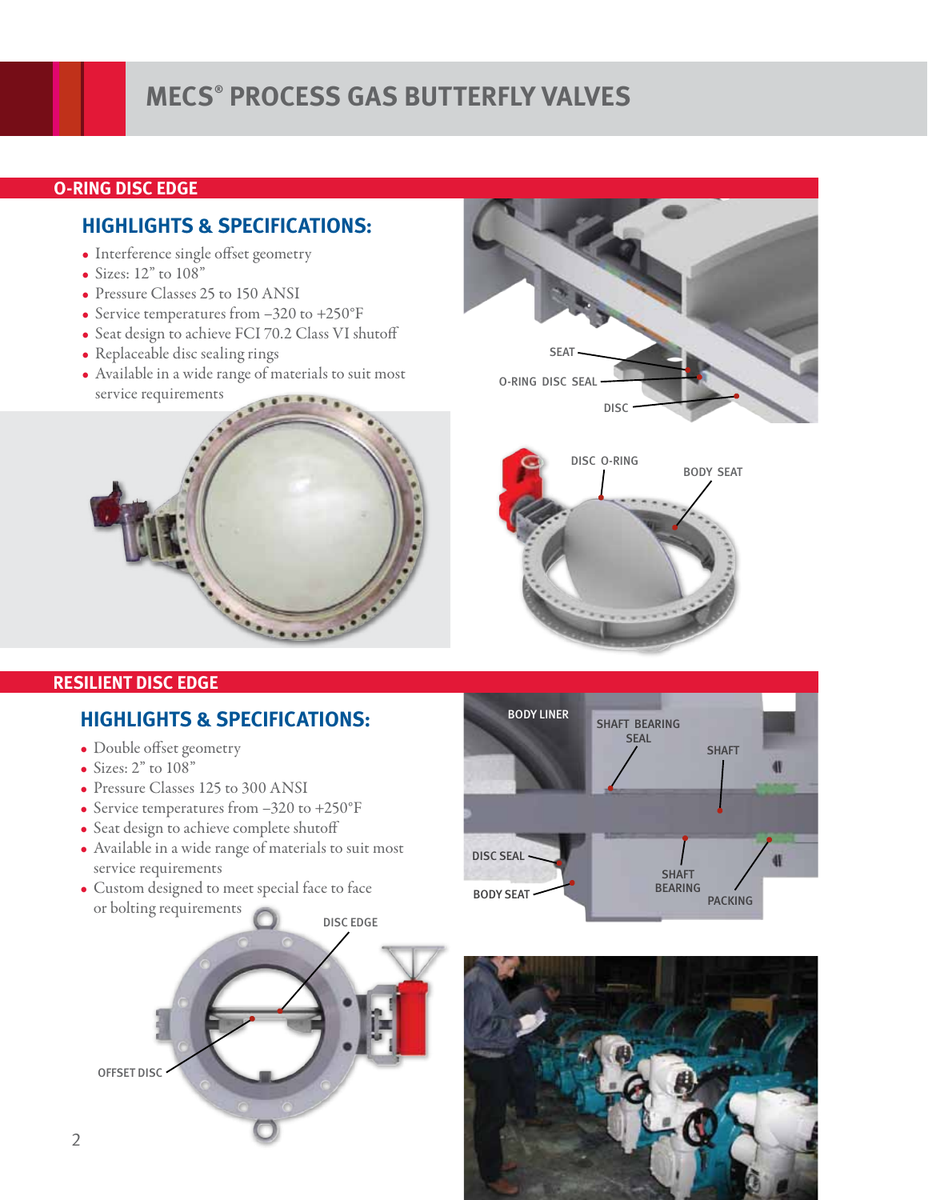# MECS® PROCESS GAS BUTTERFLY VALVES

## O-RING DISC EDGE

### HIGHLIGHTS & SPECIFICATIONS:

- Interference single offset geometry
- Sizes: 12” to 108”
- Pressure Classes 25 to 150 ANSI
- Service temperatures from –320 to +250°F
- Seat design to achieve FCI 70.2 Class VI shutoff
- Replaceable disc sealing rings
- Available in a wide range of materials to suit most service requirements

SEAT
O-RING DISC SEAL
DISC

DISC O-RING
BODY SEAT

## RESILIENT DISC EDGE

### HIGHLIGHTS & SPECIFICATIONS:

- Double offset geometry
- Sizes: 2” to 108”
- Pressure Classes 125 to 300 ANSI
- Service temperatures from –320 to +250°F
- Seat design to achieve complete shutoff
- Available in a wide range of materials to suit most service requirements
- Custom designed to meet special face to face or bolting requirements

DISC EDGE
OFFSET DISC

BODY LINER
SHAFT BEARING SEAL
SHAFT
DISC SEAL
BODY SEAT
SHAFT BEARING
PACKING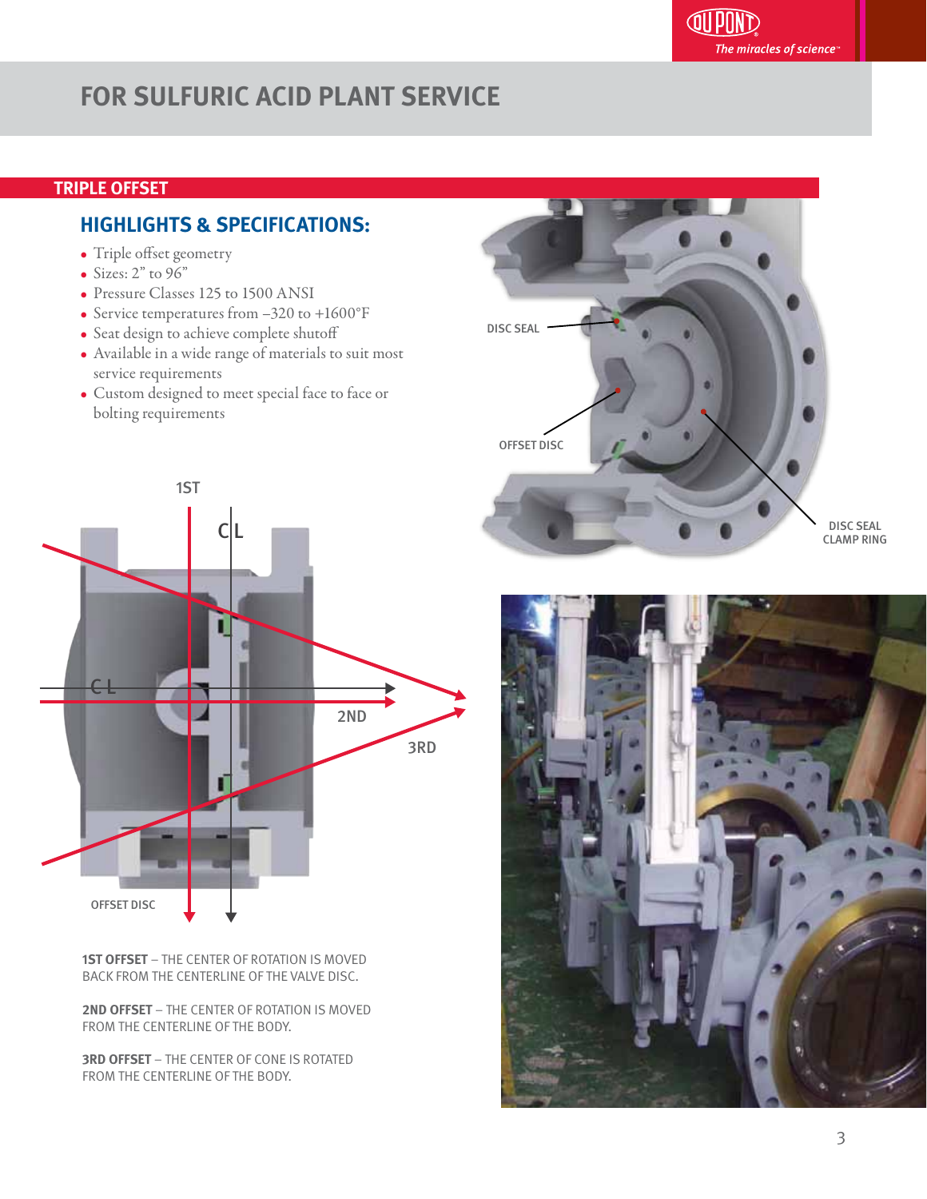# FOR SULFURIC ACID PLANT SERVICE

## TRIPLE OFFSET

### HIGHLIGHTS & SPECIFICATIONS:

- Triple offset geometry
- Sizes: 2” to 96”
- Pressure Classes 125 to 1500 ANSI
- Service temperatures from –320 to +1600°F
- Seat design to achieve complete shutoff
- Available in a wide range of materials to suit most service requirements
- Custom designed to meet special face to face or bolting requirements

DISC SEAL

OFFSET DISC

DISC SEAL CLAMP RING

1ST

C L

C L

2ND

3RD

OFFSET DISC

**1ST OFFSET** – THE CENTER OF ROTATION IS MOVED BACK FROM THE CENTERLINE OF THE VALVE DISC.

**2ND OFFSET** – THE CENTER OF ROTATION IS MOVED FROM THE CENTERLINE OF THE BODY.

**3RD OFFSET** – THE CENTER OF CONE IS ROTATED FROM THE CENTERLINE OF THE BODY.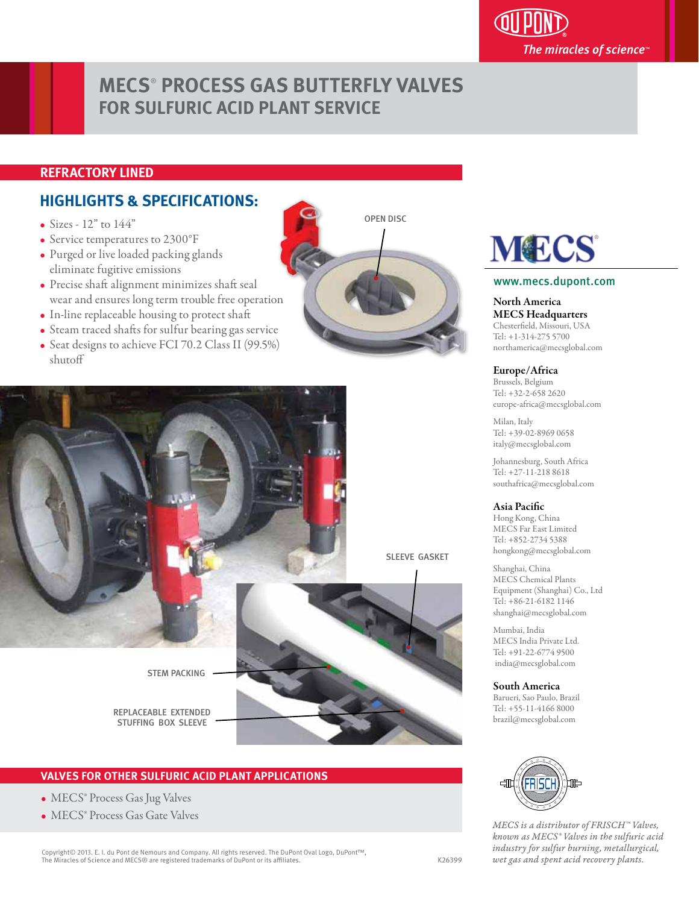# MECS® PROCESS GAS BUTTERFLY VALVES

## FOR SULFURIC ACID PLANT SERVICE

### REFRACTORY LINED

## HIGHLIGHTS & SPECIFICATIONS:

- Sizes - 12" to 144"
- Service temperatures to 2300°F
- Purged or live loaded packing glands eliminate fugitive emissions
- Precise shaft alignment minimizes shaft seal wear and ensures long term trouble free operation
- In-line replaceable housing to protect shaft
- Steam traced shafts for sulfur bearing gas service
- Seat designs to achieve FCI 70.2 Class II (99.5%) shutoff

OPEN DISC

SLEEVE GASKET

STEM PACKING

REPLACEABLE EXTENDED STUFFING BOX SLEEVE

### VALVES FOR OTHER SULFURIC ACID PLANT APPLICATIONS

- MECS® Process Gas Jug Valves
- MECS® Process Gas Gate Valves

Copyright© 2013. E. I. du Pont de Nemours and Company. All rights reserved. The DuPont Oval Logo, DuPont™, The Miracles of Science and MECS® are registered trademarks of DuPont or its affiliates.

K26399

DuPont — The miracles of science™

MECS®

www.mecs.dupont.com

**North America**
**MECS Headquarters**
Chesterfield, Missouri, USA
Tel: +1-314-275 5700
northamerica@mecsglobal.com

**Europe/Africa**
Brussels, Belgium
Tel: +32-2-658 2620
europe-africa@mecsglobal.com

Milan, Italy
Tel: +39-02-8969 0658
italy@mecsglobal.com

Johannesburg, South Africa
Tel: +27-11-218 8618
southafrica@mecsglobal.com

**Asia Pacific**
Hong Kong, China
MECS Far East Limited
Tel: +852-2734 5388
hongkong@mecsglobal.com

Shanghai, China
MECS Chemical Plants Equipment (Shanghai) Co., Ltd
Tel: +86-21-6182 1146
shanghai@mecsglobal.com

Mumbai, India
MECS India Private Ltd.
Tel: +91-22-6774 9500
india@mecsglobal.com

**South America**
Barueri, Sao Paulo, Brazil
Tel: +55-11-4166 8000
brazil@mecsglobal.com

FRISCH

*MECS is a distributor of FRISCH™ Valves, known as MECS® Valves in the sulfuric acid industry for sulfur burning, metallurgical, wet gas and spent acid recovery plants.*